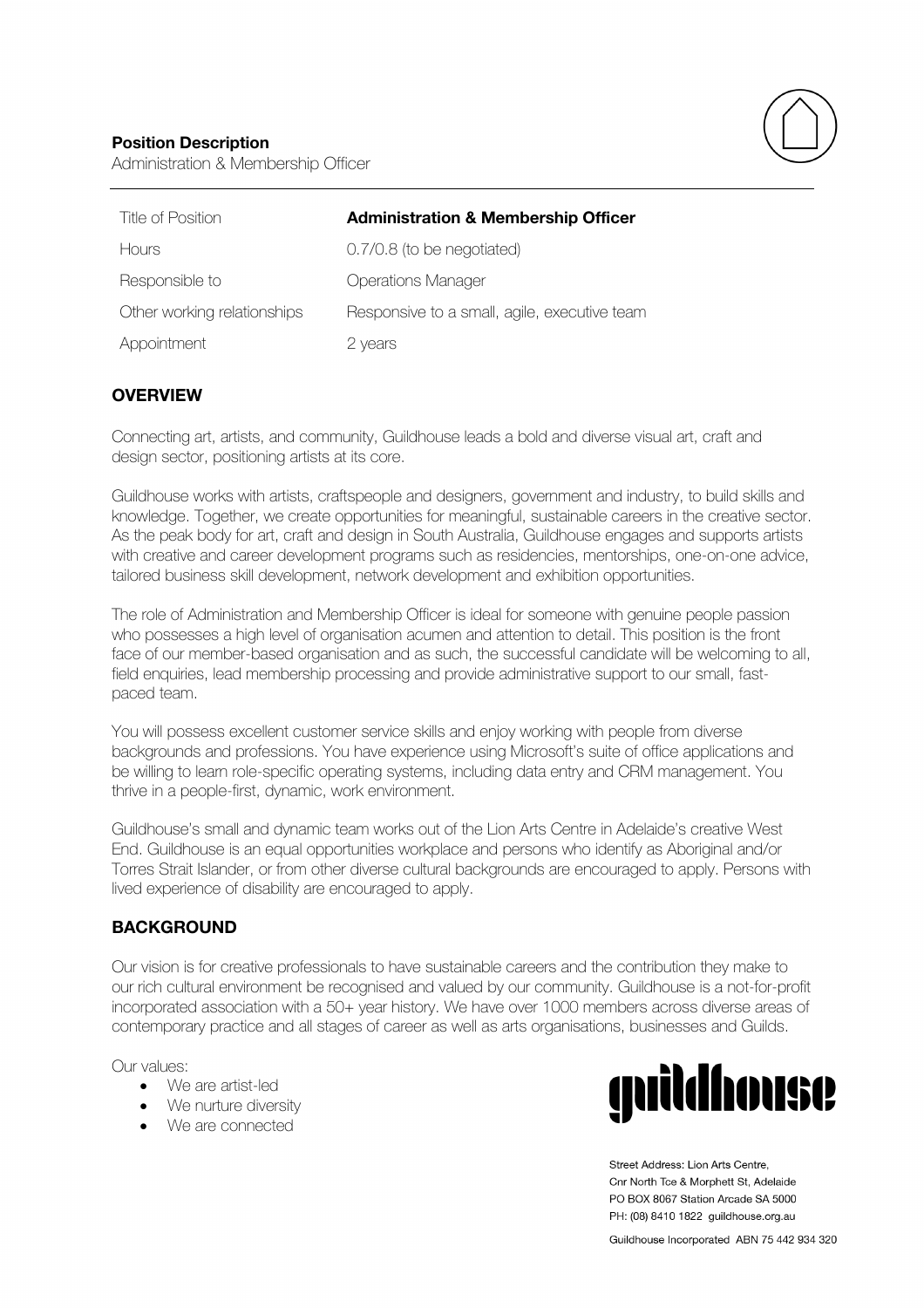**Position Description**
Administration & Membership Officer

| Title of Position | **Administration & Membership Officer** |
|---|---|
| Hours | 0.7/0.8 (to be negotiated) |
| Responsible to | Operations Manager |
| Other working relationships | Responsive to a small, agile, executive team |
| Appointment | 2 years |

## OVERVIEW

Connecting art, artists, and community, Guildhouse leads a bold and diverse visual art, craft and design sector, positioning artists at its core.

Guildhouse works with artists, craftspeople and designers, government and industry, to build skills and knowledge. Together, we create opportunities for meaningful, sustainable careers in the creative sector. As the peak body for art, craft and design in South Australia, Guildhouse engages and supports artists with creative and career development programs such as residencies, mentorships, one-on-one advice, tailored business skill development, network development and exhibition opportunities.

The role of Administration and Membership Officer is ideal for someone with genuine people passion who possesses a high level of organisation acumen and attention to detail. This position is the front face of our member-based organisation and as such, the successful candidate will be welcoming to all, field enquiries, lead membership processing and provide administrative support to our small, fast-paced team.

You will possess excellent customer service skills and enjoy working with people from diverse backgrounds and professions. You have experience using Microsoft's suite of office applications and be willing to learn role-specific operating systems, including data entry and CRM management. You thrive in a people-first, dynamic, work environment.

Guildhouse's small and dynamic team works out of the Lion Arts Centre in Adelaide's creative West End. Guildhouse is an equal opportunities workplace and persons who identify as Aboriginal and/or Torres Strait Islander, or from other diverse cultural backgrounds are encouraged to apply. Persons with lived experience of disability are encouraged to apply.

## BACKGROUND

Our vision is for creative professionals to have sustainable careers and the contribution they make to our rich cultural environment be recognised and valued by our community. Guildhouse is a not-for-profit incorporated association with a 50+ year history. We have over 1000 members across diverse areas of contemporary practice and all stages of career as well as arts organisations, businesses and Guilds.

Our values:

- We are artist-led
- We nurture diversity
- We are connected

guildhouse

Street Address: Lion Arts Centre,
Cnr North Tce & Morphett St, Adelaide
PO BOX 8067 Station Arcade SA 5000
PH: (08) 8410 1822 guildhouse.org.au

Guildhouse Incorporated ABN 75 442 934 320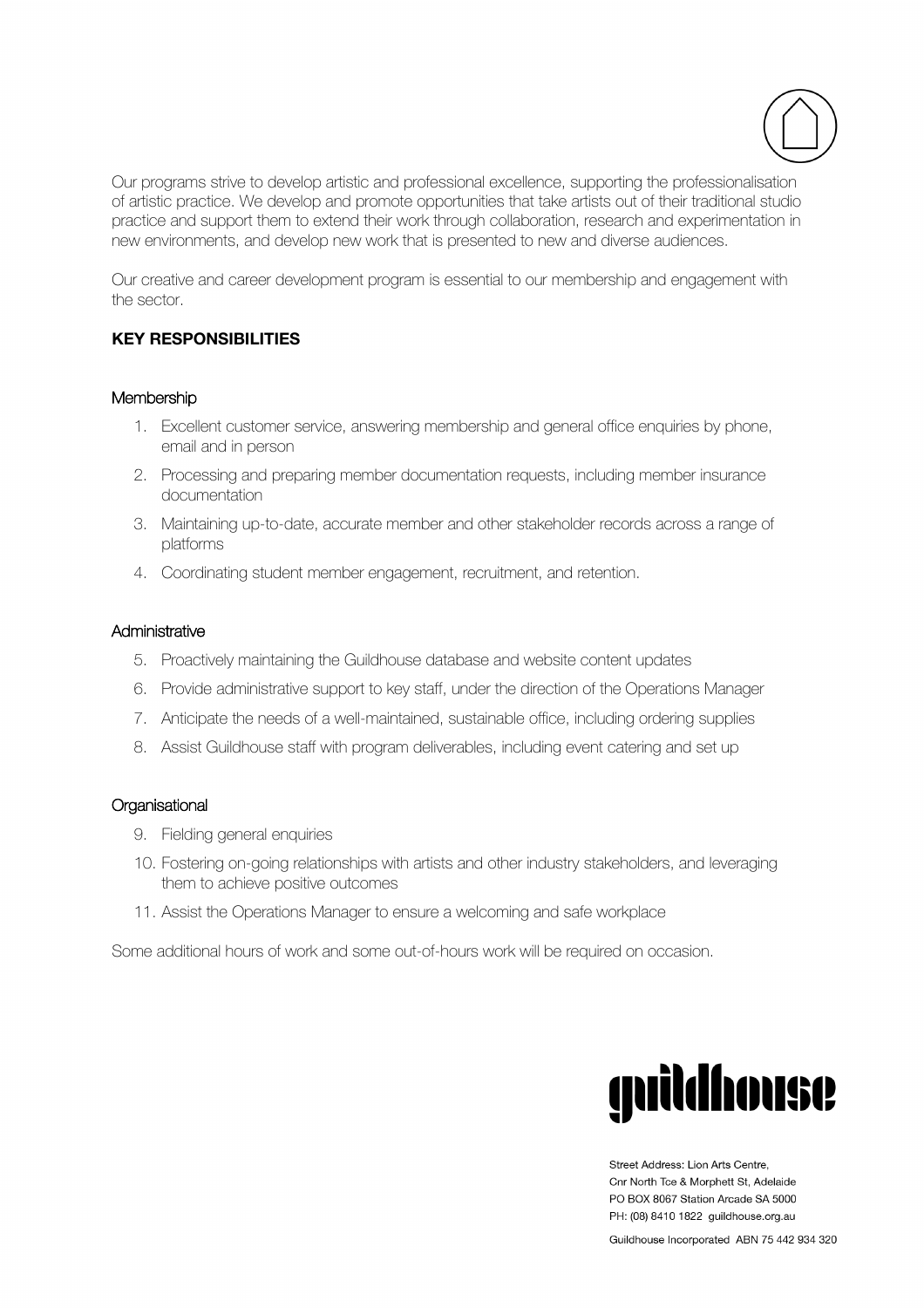Our programs strive to develop artistic and professional excellence, supporting the professionalisation of artistic practice. We develop and promote opportunities that take artists out of their traditional studio practice and support them to extend their work through collaboration, research and experimentation in new environments, and develop new work that is presented to new and diverse audiences.

Our creative and career development program is essential to our membership and engagement with the sector.

**KEY RESPONSIBILITIES**

### Membership

1. Excellent customer service, answering membership and general office enquiries by phone, email and in person
2. Processing and preparing member documentation requests, including member insurance documentation
3. Maintaining up-to-date, accurate member and other stakeholder records across a range of platforms
4. Coordinating student member engagement, recruitment, and retention.

### Administrative

5. Proactively maintaining the Guildhouse database and website content updates
6. Provide administrative support to key staff, under the direction of the Operations Manager
7. Anticipate the needs of a well-maintained, sustainable office, including ordering supplies
8. Assist Guildhouse staff with program deliverables, including event catering and set up

### Organisational

9. Fielding general enquiries
10. Fostering on-going relationships with artists and other industry stakeholders, and leveraging them to achieve positive outcomes
11. Assist the Operations Manager to ensure a welcoming and safe workplace

Some additional hours of work and some out-of-hours work will be required on occasion.

guildhouse

Street Address: Lion Arts Centre,
Cnr North Tce & Morphett St, Adelaide
PO BOX 8067 Station Arcade SA 5000
PH: (08) 8410 1822 guildhouse.org.au

Guildhouse Incorporated ABN 75 442 934 320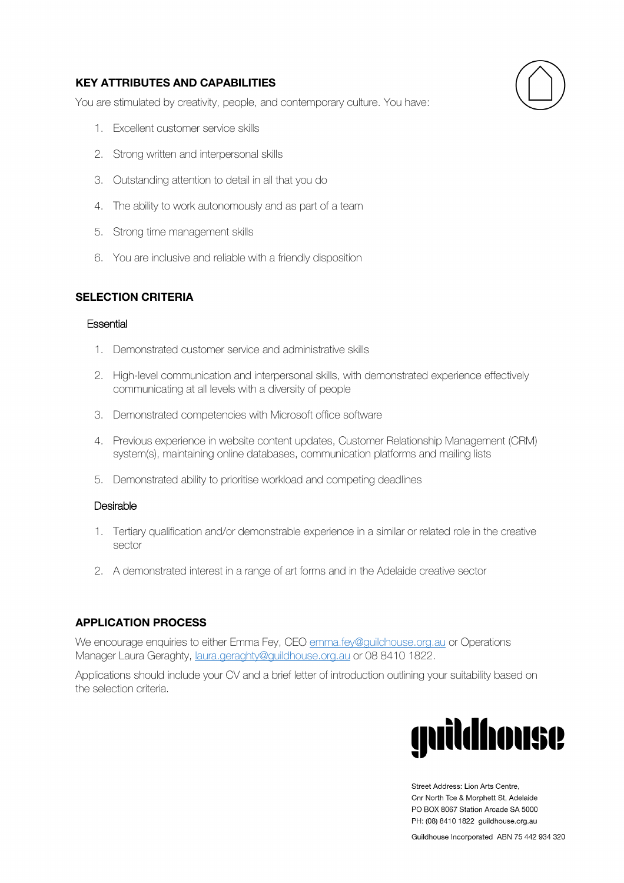## KEY ATTRIBUTES AND CAPABILITIES

You are stimulated by creativity, people, and contemporary culture. You have:

1. Excellent customer service skills
2. Strong written and interpersonal skills
3. Outstanding attention to detail in all that you do
4. The ability to work autonomously and as part of a team
5. Strong time management skills
6. You are inclusive and reliable with a friendly disposition

## SELECTION CRITERIA

### Essential

1. Demonstrated customer service and administrative skills
2. High-level communication and interpersonal skills, with demonstrated experience effectively communicating at all levels with a diversity of people
3. Demonstrated competencies with Microsoft office software
4. Previous experience in website content updates, Customer Relationship Management (CRM) system(s), maintaining online databases, communication platforms and mailing lists
5. Demonstrated ability to prioritise workload and competing deadlines

### Desirable

1. Tertiary qualification and/or demonstrable experience in a similar or related role in the creative sector
2. A demonstrated interest in a range of art forms and in the Adelaide creative sector

## APPLICATION PROCESS

We encourage enquiries to either Emma Fey, CEO emma.fey@guildhouse.org.au or Operations Manager Laura Geraghty, laura.geraghty@guildhouse.org.au or 08 8410 1822.

Applications should include your CV and a brief letter of introduction outlining your suitability based on the selection criteria.

guildhouse

Street Address: Lion Arts Centre,
Cnr North Tce & Morphett St, Adelaide
PO BOX 8067 Station Arcade SA 5000
PH: (08) 8410 1822 guildhouse.org.au

Guildhouse Incorporated ABN 75 442 934 320